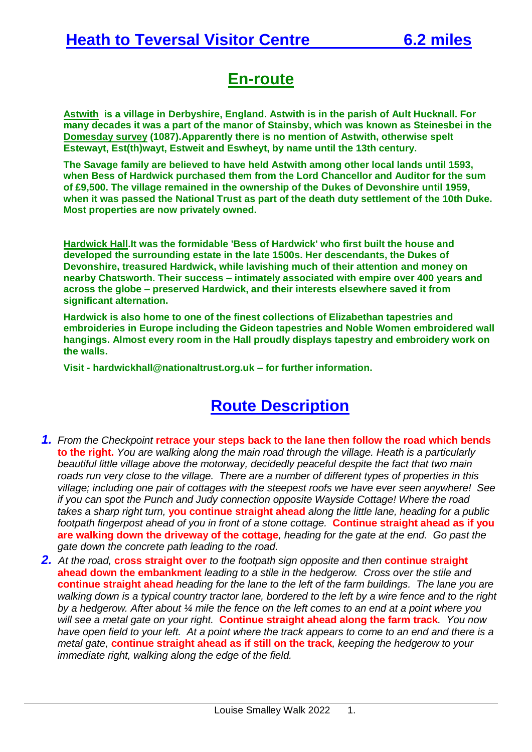# Heath to Teversal Visitor Centre 6.2 miles

## En-route

**Astwith is a village in Derbyshire, England. Astwith is in the parish of Ault Hucknall. For many decades it was a part of the manor of Stainsby, which was known as Steinesbei in the Domesday survey (1087).Apparently there is no mention of Astwith, otherwise spelt Estewayt, Est(th)wayt, Estweit and Eswheyt, by name until the 13th century.**

**The Savage family are believed to have held Astwith among other local lands until 1593, when Bess of Hardwick purchased them from the Lord Chancellor and Auditor for the sum of £9,500. The village remained in the ownership of the Dukes of Devonshire until 1959, when it was passed the National Trust as part of the death duty settlement of the 10th Duke. Most properties are now privately owned.**

**Hardwick Hall.It was the formidable 'Bess of Hardwick' who first built the house and developed the surrounding estate in the late 1500s. Her descendants, the Dukes of Devonshire, treasured Hardwick, while lavishing much of their attention and money on nearby Chatsworth. Their success – intimately associated with empire over 400 years and across the globe – preserved Hardwick, and their interests elsewhere saved it from significant alternation.**

**Hardwick is also home to one of the finest collections of Elizabethan tapestries and embroideries in Europe including the Gideon tapestries and Noble Women embroidered wall hangings. Almost every room in the Hall proudly displays tapestry and embroidery work on the walls.**

**Visit - hardwickhall@nationaltrust.org.uk – for further information.**

## Route Description

1. *From the Checkpoint* **retrace your steps back to the lane then follow the road which bends to the right.** *You are walking along the main road through the village. Heath is a particularly beautiful little village above the motorway, decidedly peaceful despite the fact that two main roads run very close to the village. There are a number of different types of properties in this village; including one pair of cottages with the steepest roofs we have ever seen anywhere! See if you can spot the Punch and Judy connection opposite Wayside Cottage! Where the road takes a sharp right turn,* **you continue straight ahead** *along the little lane, heading for a public footpath fingerpost ahead of you in front of a stone cottage.* **Continue straight ahead as if you are walking down the driveway of the cottage***, heading for the gate at the end. Go past the gate down the concrete path leading to the road.*
2. *At the road,* **cross straight over** *to the footpath sign opposite and then* **continue straight ahead down the embankment** *leading to a stile in the hedgerow. Cross over the stile and* **continue straight ahead** *heading for the lane to the left of the farm buildings. The lane you are walking down is a typical country tractor lane, bordered to the left by a wire fence and to the right by a hedgerow. After about ¼ mile the fence on the left comes to an end at a point where you will see a metal gate on your right.* **Continue straight ahead along the farm track***. You now have open field to your left. At a point where the track appears to come to an end and there is a metal gate,* **continue straight ahead as if still on the track***, keeping the hedgerow to your immediate right, walking along the edge of the field.*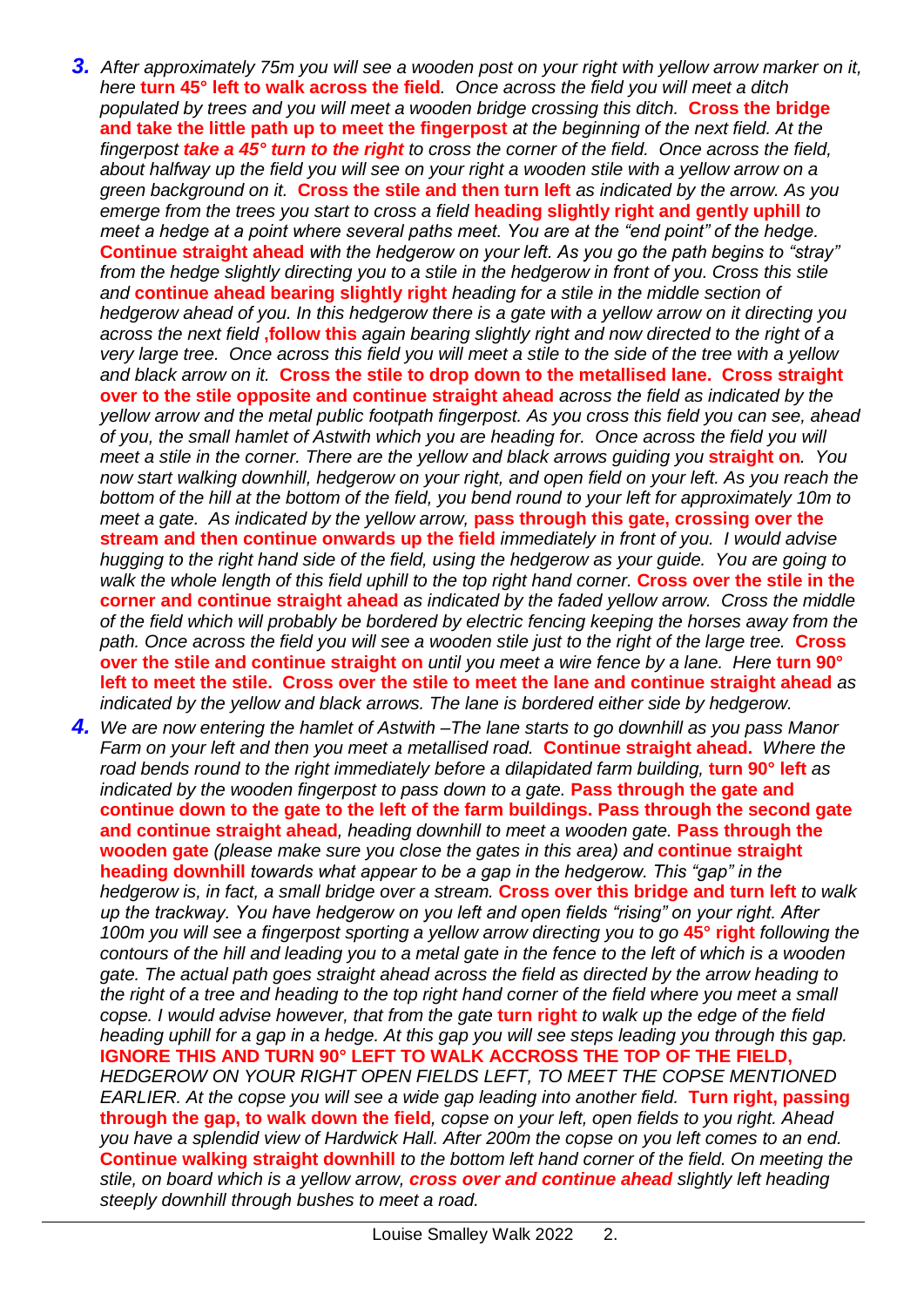**3.** *After approximately 75m you will see a wooden post on your right with yellow arrow marker on it, here* **turn 45° left to walk across the field***. Once across the field you will meet a ditch populated by trees and you will meet a wooden bridge crossing this ditch.* **Cross the bridge and take the little path up to meet the fingerpost** *at the beginning of the next field. At the fingerpost* ***take a 45° turn to the right*** *to cross the corner of the field. Once across the field, about halfway up the field you will see on your right a wooden stile with a yellow arrow on a green background on it.* **Cross the stile and then turn left** *as indicated by the arrow. As you emerge from the trees you start to cross a field* **heading slightly right and gently uphill** *to meet a hedge at a point where several paths meet. You are at the "end point" of the hedge.* **Continue straight ahead** *with the hedgerow on your left. As you go the path begins to "stray" from the hedge slightly directing you to a stile in the hedgerow in front of you. Cross this stile and* **continue ahead bearing slightly right** *heading for a stile in the middle section of hedgerow ahead of you. In this hedgerow there is a gate with a yellow arrow on it directing you across the next field* **,follow this** *again bearing slightly right and now directed to the right of a very large tree. Once across this field you will meet a stile to the side of the tree with a yellow and black arrow on it.* **Cross the stile to drop down to the metallised lane. Cross straight over to the stile opposite and continue straight ahead** *across the field as indicated by the yellow arrow and the metal public footpath fingerpost. As you cross this field you can see, ahead of you, the small hamlet of Astwith which you are heading for. Once across the field you will meet a stile in the corner. There are the yellow and black arrows guiding you* **straight on***. You now start walking downhill, hedgerow on your right, and open field on your left. As you reach the bottom of the hill at the bottom of the field, you bend round to your left for approximately 10m to meet a gate. As indicated by the yellow arrow,* **pass through this gate, crossing over the stream and then continue onwards up the field** *immediately in front of you. I would advise hugging to the right hand side of the field, using the hedgerow as your guide. You are going to walk the whole length of this field uphill to the top right hand corner.* **Cross over the stile in the corner and continue straight ahead** *as indicated by the faded yellow arrow. Cross the middle of the field which will probably be bordered by electric fencing keeping the horses away from the path. Once across the field you will see a wooden stile just to the right of the large tree.* **Cross over the stile and continue straight on** *until you meet a wire fence by a lane. Here* **turn 90° left to meet the stile. Cross over the stile to meet the lane and continue straight ahead** *as indicated by the yellow and black arrows. The lane is bordered either side by hedgerow.*

**4.** *We are now entering the hamlet of Astwith –The lane starts to go downhill as you pass Manor Farm on your left and then you meet a metallised road.* **Continue straight ahead.** *Where the road bends round to the right immediately before a dilapidated farm building,* **turn 90° left** *as indicated by the wooden fingerpost to pass down to a gate.* **Pass through the gate and continue down to the gate to the left of the farm buildings. Pass through the second gate and continue straight ahead***, heading downhill to meet a wooden gate.* **Pass through the wooden gate** *(please make sure you close the gates in this area) and* **continue straight heading downhill** *towards what appear to be a gap in the hedgerow. This "gap" in the hedgerow is, in fact, a small bridge over a stream.* **Cross over this bridge and turn left** *to walk up the trackway. You have hedgerow on you left and open fields "rising" on your right. After 100m you will see a fingerpost sporting a yellow arrow directing you to go* **45° right** *following the contours of the hill and leading you to a metal gate in the fence to the left of which is a wooden gate. The actual path goes straight ahead across the field as directed by the arrow heading to the right of a tree and heading to the top right hand corner of the field where you meet a small copse. I would advise however, that from the gate* **turn right** *to walk up the edge of the field heading uphill for a gap in a hedge. At this gap you will see steps leading you through this gap.* **IGNORE THIS AND TURN 90° LEFT TO WALK ACCROSS THE TOP OF THE FIELD,** *HEDGEROW ON YOUR RIGHT OPEN FIELDS LEFT, TO MEET THE COPSE MENTIONED EARLIER. At the copse you will see a wide gap leading into another field.* **Turn right, passing through the gap, to walk down the field***, copse on your left, open fields to you right. Ahead you have a splendid view of Hardwick Hall. After 200m the copse on you left comes to an end.* **Continue walking straight downhill** *to the bottom left hand corner of the field. On meeting the stile, on board which is a yellow arrow,* ***cross over and continue ahead*** *slightly left heading steeply downhill through bushes to meet a road.*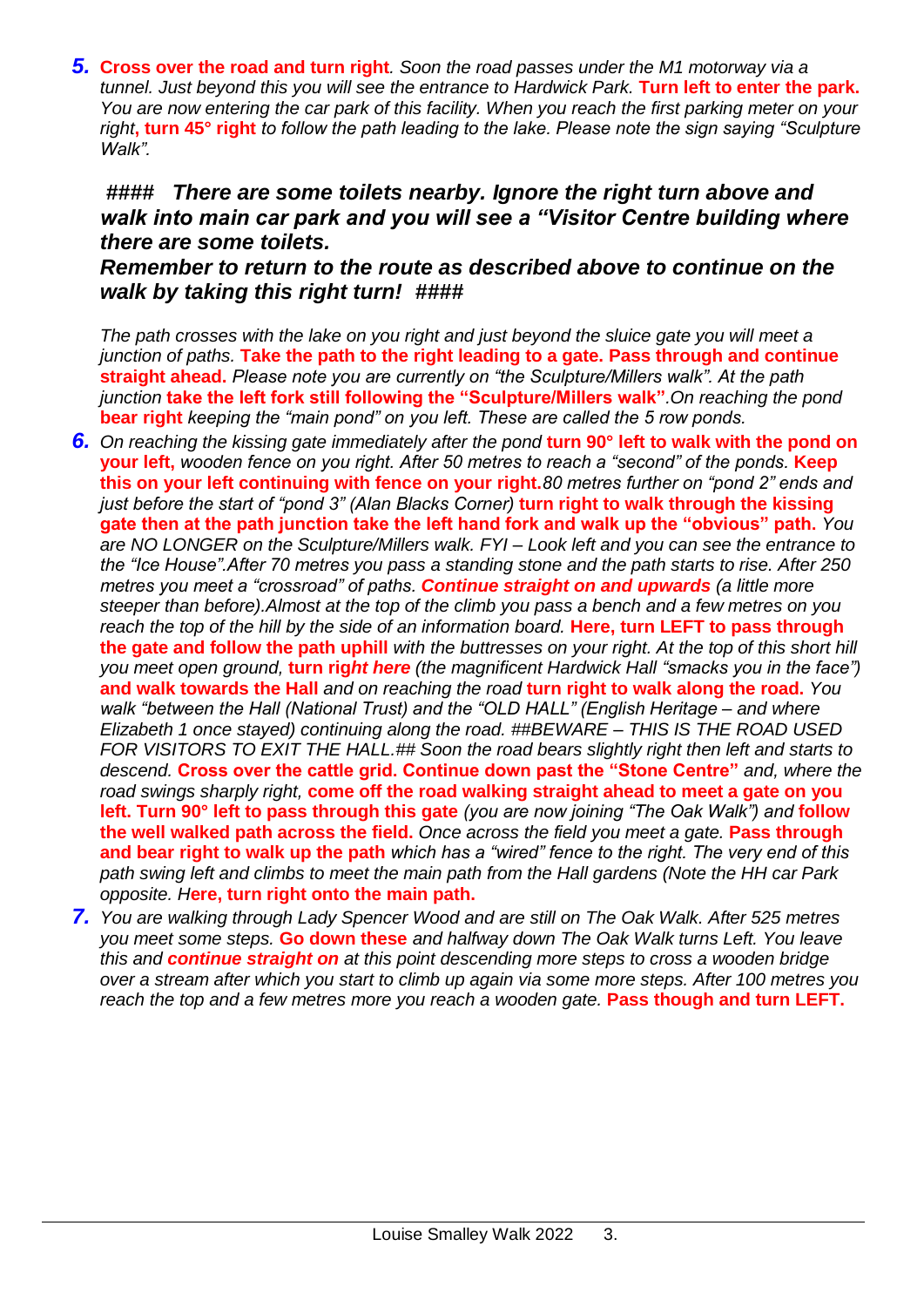**5.** **Cross over the road and turn right**. *Soon the road passes under the M1 motorway via a tunnel. Just beyond this you will see the entrance to Hardwick Park.* **Turn left to enter the park.** *You are now entering the car park of this facility. When you reach the first parking meter on your right*, **turn 45° right** *to follow the path leading to the lake. Please note the sign saying "Sculpture Walk".*

***#### There are some toilets nearby. Ignore the right turn above and walk into main car park and you will see a "Visitor Centre building where there are some toilets.***
***Remember to return to the route as described above to continue on the walk by taking this right turn! ####***

*The path crosses with the lake on you right and just beyond the sluice gate you will meet a junction of paths.* **Take the path to the right leading to a gate. Pass through and continue straight ahead.** *Please note you are currently on "the Sculpture/Millers walk". At the path junction* **take the left fork still following the "Sculpture/Millers walk"**.*On reaching the pond* **bear right** *keeping the "main pond" on you left. These are called the 5 row ponds.*

**6.** *On reaching the kissing gate immediately after the pond* **turn 90° left to walk with the pond on your left,** *wooden fence on you right. After 50 metres to reach a "second" of the ponds.* **Keep this on your left continuing with fence on your right.***80 metres further on "pond 2" ends and just before the start of "pond 3" (Alan Blacks Corner)* **turn right to walk through the kissing gate then at the path junction take the left hand fork and walk up the "obvious" path.** *You are NO LONGER on the Sculpture/Millers walk. FYI – Look left and you can see the entrance to the "Ice House".After 70 metres you pass a standing stone and the path starts to rise. After 250 metres you meet a "crossroad" of paths.* ***Continue straight on and upwards*** *(a little more steeper than before).Almost at the top of the climb you pass a bench and a few metres on you reach the top of the hill by the side of an information board.* **Here, turn LEFT to pass through the gate and follow the path uphill** *with the buttresses on your right. At the top of this short hill you meet open ground,* **turn right here** *(the magnificent Hardwick Hall "smacks you in the face")* **and walk towards the Hall** *and on reaching the road* **turn right to walk along the road.** *You walk "between the Hall (National Trust) and the "OLD HALL" (English Heritage – and where Elizabeth 1 once stayed) continuing along the road. ##BEWARE – THIS IS THE ROAD USED FOR VISITORS TO EXIT THE HALL.## Soon the road bears slightly right then left and starts to descend.* **Cross over the cattle grid. Continue down past the "Stone Centre"** *and, where the road swings sharply right,* **come off the road walking straight ahead to meet a gate on you left. Turn 90° left to pass through this gate** *(you are now joining "The Oak Walk") and* **follow the well walked path across the field.** *Once across the field you meet a gate.* **Pass through and bear right to walk up the path** *which has a "wired" fence to the right. The very end of this path swing left and climbs to meet the main path from the Hall gardens (Note the HH car Park opposite.* **Here, turn right onto the main path.**

**7.** *You are walking through Lady Spencer Wood and are still on The Oak Walk. After 525 metres you meet some steps.* **Go down these** *and halfway down The Oak Walk turns Left. You leave this and* ***continue straight on*** *at this point descending more steps to cross a wooden bridge over a stream after which you start to climb up again via some more steps. After 100 metres you reach the top and a few metres more you reach a wooden gate.* **Pass though and turn LEFT.**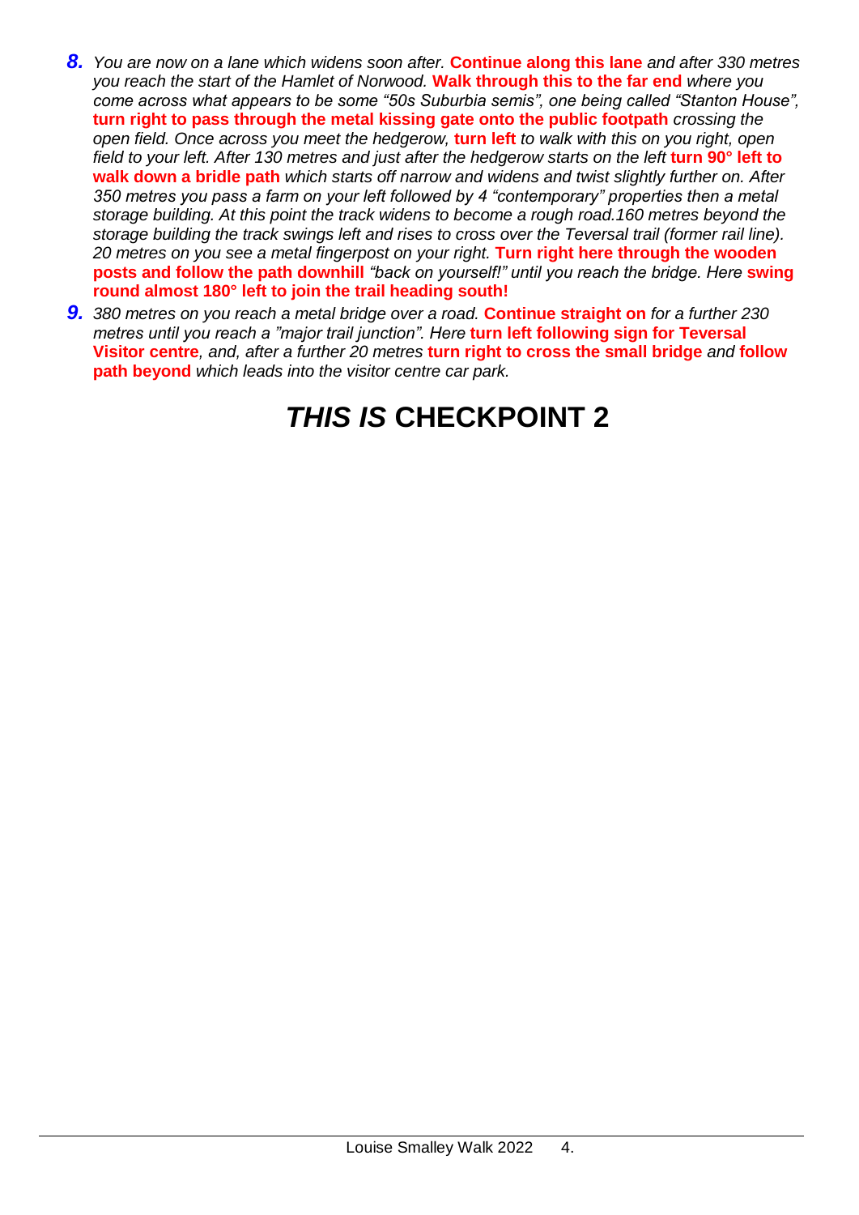8. *You are now on a lane which widens soon after.* **Continue along this lane** *and after 330 metres you reach the start of the Hamlet of Norwood.* **Walk through this to the far end** *where you come across what appears to be some "50s Suburbia semis", one being called "Stanton House",* **turn right to pass through the metal kissing gate onto the public footpath** *crossing the open field. Once across you meet the hedgerow,* **turn left** *to walk with this on you right, open field to your left. After 130 metres and just after the hedgerow starts on the left* **turn 90° left to walk down a bridle path** *which starts off narrow and widens and twist slightly further on. After 350 metres you pass a farm on your left followed by 4 "contemporary" properties then a metal storage building. At this point the track widens to become a rough road.160 metres beyond the storage building the track swings left and rises to cross over the Teversal trail (former rail line). 20 metres on you see a metal fingerpost on your right.* **Turn right here through the wooden posts and follow the path downhill** *"back on yourself!" until you reach the bridge. Here* **swing round almost 180° left to join the trail heading south!**

9. *380 metres on you reach a metal bridge over a road.* **Continue straight on** *for a further 230 metres until you reach a "major trail junction". Here* **turn left following sign for Teversal Visitor centre***, and, after a further 20 metres* **turn right to cross the small bridge** *and* **follow path beyond** *which leads into the visitor centre car park.*

# *THIS IS* CHECKPOINT 2